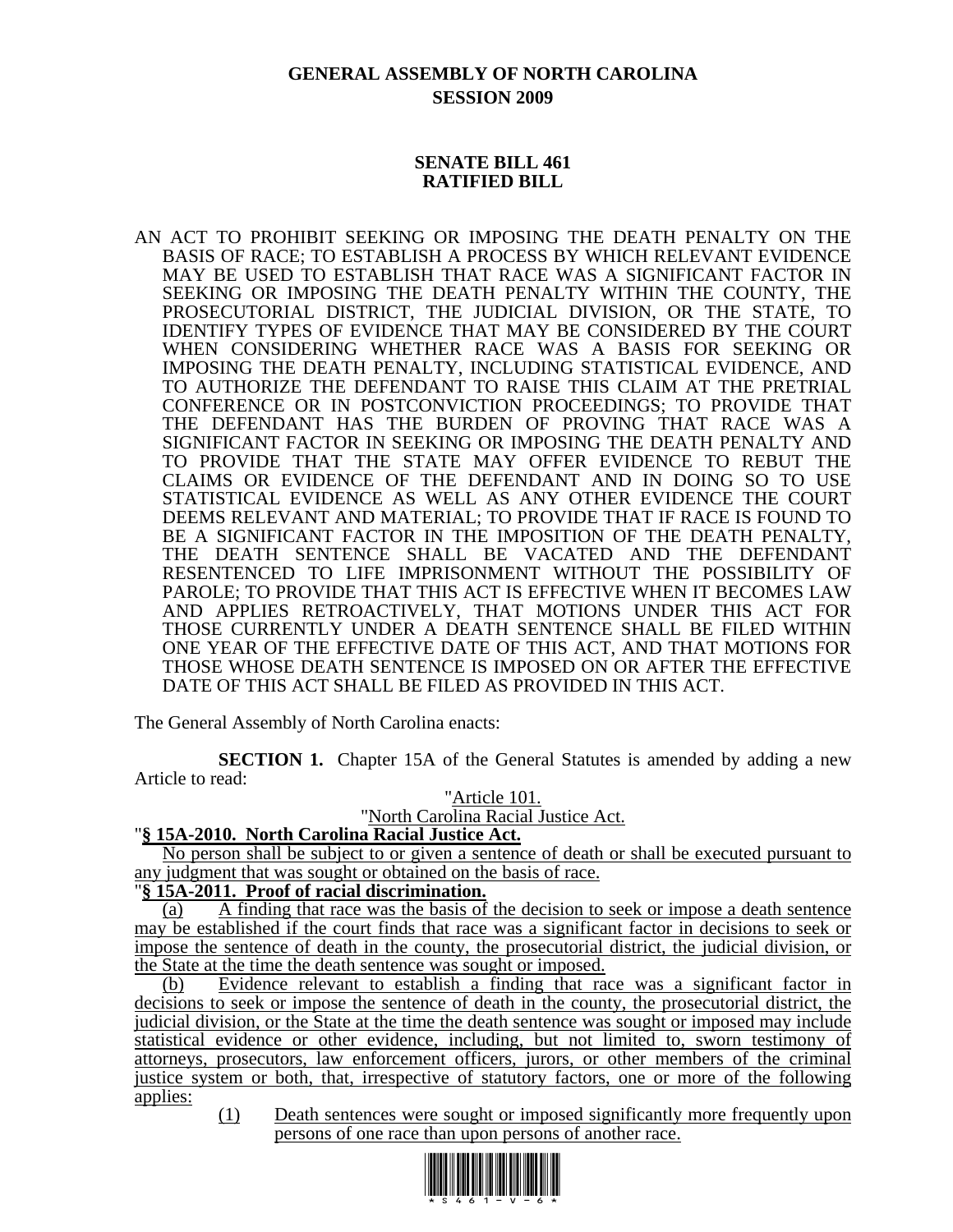# GENERAL ASSEMBLY OF NORTH CAROLINA
## SESSION 2009

## SENATE BILL 461
## RATIFIED BILL

AN ACT TO PROHIBIT SEEKING OR IMPOSING THE DEATH PENALTY ON THE BASIS OF RACE; TO ESTABLISH A PROCESS BY WHICH RELEVANT EVIDENCE MAY BE USED TO ESTABLISH THAT RACE WAS A SIGNIFICANT FACTOR IN SEEKING OR IMPOSING THE DEATH PENALTY WITHIN THE COUNTY, THE PROSECUTORIAL DISTRICT, THE JUDICIAL DIVISION, OR THE STATE, TO IDENTIFY TYPES OF EVIDENCE THAT MAY BE CONSIDERED BY THE COURT WHEN CONSIDERING WHETHER RACE WAS A BASIS FOR SEEKING OR IMPOSING THE DEATH PENALTY, INCLUDING STATISTICAL EVIDENCE, AND TO AUTHORIZE THE DEFENDANT TO RAISE THIS CLAIM AT THE PRETRIAL CONFERENCE OR IN POSTCONVICTION PROCEEDINGS; TO PROVIDE THAT THE DEFENDANT HAS THE BURDEN OF PROVING THAT RACE WAS A SIGNIFICANT FACTOR IN SEEKING OR IMPOSING THE DEATH PENALTY AND TO PROVIDE THAT THE STATE MAY OFFER EVIDENCE TO REBUT THE CLAIMS OR EVIDENCE OF THE DEFENDANT AND IN DOING SO TO USE STATISTICAL EVIDENCE AS WELL AS ANY OTHER EVIDENCE THE COURT DEEMS RELEVANT AND MATERIAL; TO PROVIDE THAT IF RACE IS FOUND TO BE A SIGNIFICANT FACTOR IN THE IMPOSITION OF THE DEATH PENALTY, THE DEATH SENTENCE SHALL BE VACATED AND THE DEFENDANT RESENTENCED TO LIFE IMPRISONMENT WITHOUT THE POSSIBILITY OF PAROLE; TO PROVIDE THAT THIS ACT IS EFFECTIVE WHEN IT BECOMES LAW AND APPLIES RETROACTIVELY, THAT MOTIONS UNDER THIS ACT FOR THOSE CURRENTLY UNDER A DEATH SENTENCE SHALL BE FILED WITHIN ONE YEAR OF THE EFFECTIVE DATE OF THIS ACT, AND THAT MOTIONS FOR THOSE WHOSE DEATH SENTENCE IS IMPOSED ON OR AFTER THE EFFECTIVE DATE OF THIS ACT SHALL BE FILED AS PROVIDED IN THIS ACT.

The General Assembly of North Carolina enacts:

**SECTION 1.** Chapter 15A of the General Statutes is amended by adding a new Article to read:

"Article 101.

"North Carolina Racial Justice Act.

"**§ 15A-2010. North Carolina Racial Justice Act.**

No person shall be subject to or given a sentence of death or shall be executed pursuant to any judgment that was sought or obtained on the basis of race.

"**§ 15A-2011. Proof of racial discrimination.**

(a) A finding that race was the basis of the decision to seek or impose a death sentence may be established if the court finds that race was a significant factor in decisions to seek or impose the sentence of death in the county, the prosecutorial district, the judicial division, or the State at the time the death sentence was sought or imposed.

(b) Evidence relevant to establish a finding that race was a significant factor in decisions to seek or impose the sentence of death in the county, the prosecutorial district, the judicial division, or the State at the time the death sentence was sought or imposed may include statistical evidence or other evidence, including, but not limited to, sworn testimony of attorneys, prosecutors, law enforcement officers, jurors, or other members of the criminal justice system or both, that, irrespective of statutory factors, one or more of the following applies:

(1) Death sentences were sought or imposed significantly more frequently upon persons of one race than upon persons of another race.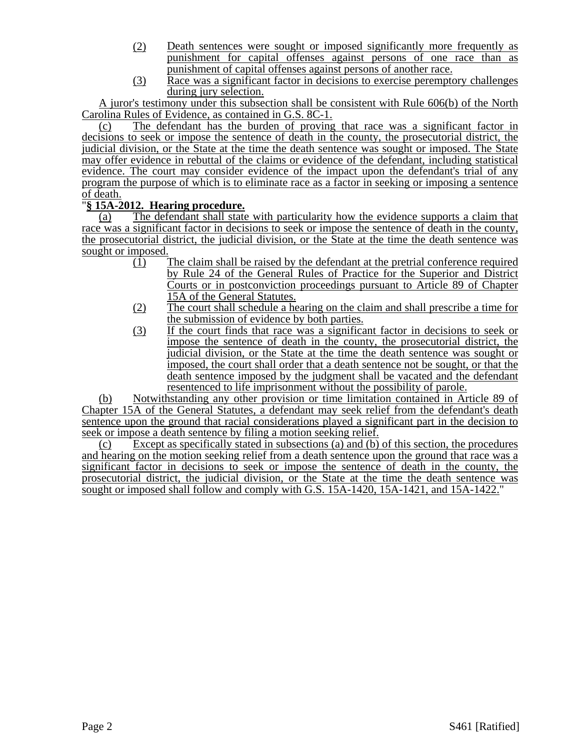(2) Death sentences were sought or imposed significantly more frequently as punishment for capital offenses against persons of one race than as punishment of capital offenses against persons of another race.

(3) Race was a significant factor in decisions to exercise peremptory challenges during jury selection.

A juror's testimony under this subsection shall be consistent with Rule 606(b) of the North Carolina Rules of Evidence, as contained in G.S. 8C-1.

(c) The defendant has the burden of proving that race was a significant factor in decisions to seek or impose the sentence of death in the county, the prosecutorial district, the judicial division, or the State at the time the death sentence was sought or imposed. The State may offer evidence in rebuttal of the claims or evidence of the defendant, including statistical evidence. The court may consider evidence of the impact upon the defendant's trial of any program the purpose of which is to eliminate race as a factor in seeking or imposing a sentence of death.

"**§ 15A-2012. Hearing procedure.**

(a) The defendant shall state with particularity how the evidence supports a claim that race was a significant factor in decisions to seek or impose the sentence of death in the county, the prosecutorial district, the judicial division, or the State at the time the death sentence was sought or imposed.

(1) The claim shall be raised by the defendant at the pretrial conference required by Rule 24 of the General Rules of Practice for the Superior and District Courts or in postconviction proceedings pursuant to Article 89 of Chapter 15A of the General Statutes.

(2) The court shall schedule a hearing on the claim and shall prescribe a time for the submission of evidence by both parties.

(3) If the court finds that race was a significant factor in decisions to seek or impose the sentence of death in the county, the prosecutorial district, the judicial division, or the State at the time the death sentence was sought or imposed, the court shall order that a death sentence not be sought, or that the death sentence imposed by the judgment shall be vacated and the defendant resentenced to life imprisonment without the possibility of parole.

(b) Notwithstanding any other provision or time limitation contained in Article 89 of Chapter 15A of the General Statutes, a defendant may seek relief from the defendant's death sentence upon the ground that racial considerations played a significant part in the decision to seek or impose a death sentence by filing a motion seeking relief.

(c) Except as specifically stated in subsections (a) and (b) of this section, the procedures and hearing on the motion seeking relief from a death sentence upon the ground that race was a significant factor in decisions to seek or impose the sentence of death in the county, the prosecutorial district, the judicial division, or the State at the time the death sentence was sought or imposed shall follow and comply with G.S. 15A-1420, 15A-1421, and 15A-1422."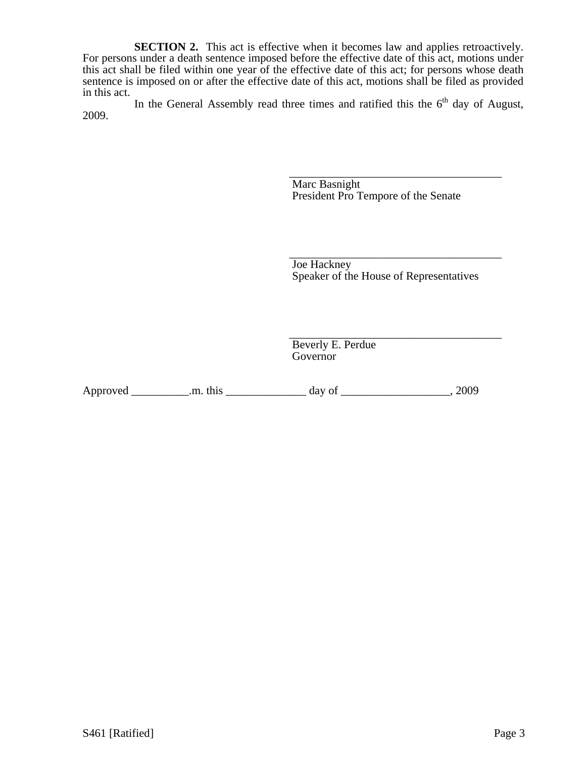**SECTION 2.** This act is effective when it becomes law and applies retroactively. For persons under a death sentence imposed before the effective date of this act, motions under this act shall be filed within one year of the effective date of this act; for persons whose death sentence is imposed on or after the effective date of this act, motions shall be filed as provided in this act.

In the General Assembly read three times and ratified this the 6th day of August, 2009.

\_\_\_\_\_\_\_\_\_\_\_\_\_\_\_\_\_\_\_\_\_\_\_\_\_\_\_\_\_\_\_\_\_\_\_\_\_
Marc Basnight
President Pro Tempore of the Senate

\_\_\_\_\_\_\_\_\_\_\_\_\_\_\_\_\_\_\_\_\_\_\_\_\_\_\_\_\_\_\_\_\_\_\_\_\_
Joe Hackney
Speaker of the House of Representatives

\_\_\_\_\_\_\_\_\_\_\_\_\_\_\_\_\_\_\_\_\_\_\_\_\_\_\_\_\_\_\_\_\_\_\_\_\_
Beverly E. Perdue
Governor

Approved \_\_\_\_\_\_\_\_\_\_.m. this \_\_\_\_\_\_\_\_\_\_\_\_\_\_ day of \_\_\_\_\_\_\_\_\_\_\_\_\_\_\_\_\_\_\_, 2009